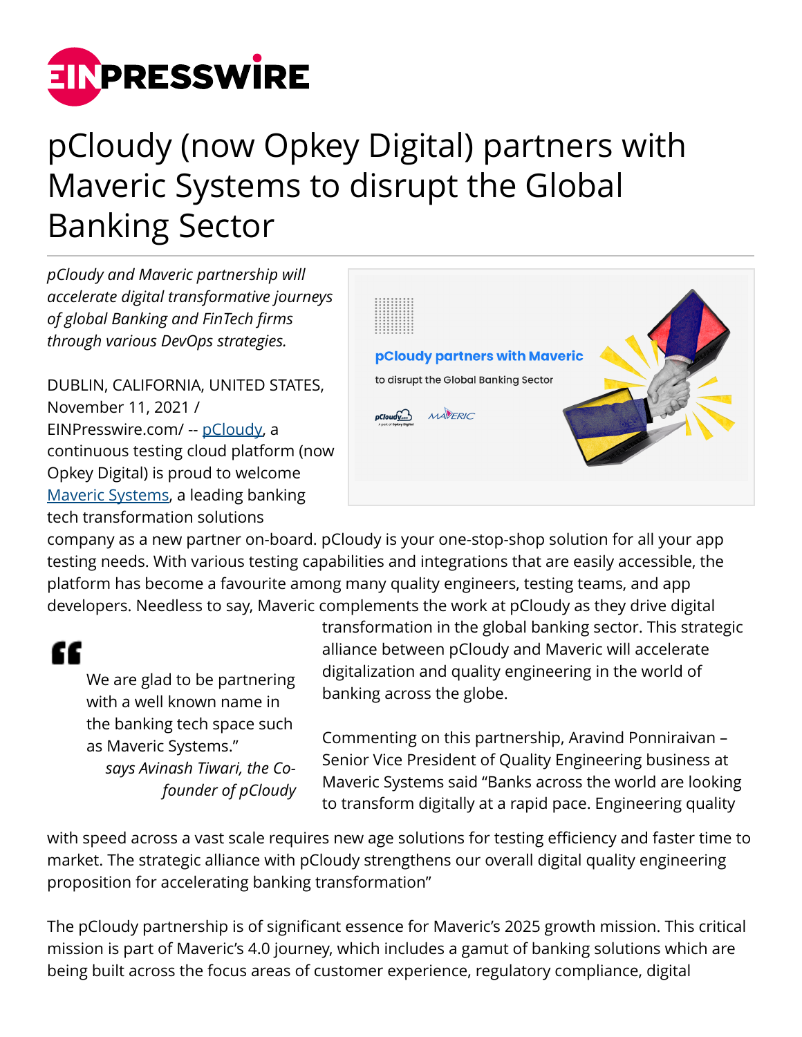# pCloudy (now Opkey Digital) partners with Maveric Systems to disrupt the Global Banking Sector

*pCloudy and Maveric partnership will accelerate digital transformative journeys of global Banking and FinTech firms through various DevOps strategies.*

DUBLIN, CALIFORNIA, UNITED STATES, November 11, 2021 / EINPresswire.com/ -- pCloudy, a continuous testing cloud platform (now Opkey Digital) is proud to welcome Maveric Systems, a leading banking tech transformation solutions company as a new partner on-board. pCloudy is your one-stop-shop solution for all your app testing needs. With various testing capabilities and integrations that are easily accessible, the platform has become a favourite among many quality engineers, testing teams, and app developers. Needless to say, Maveric complements the work at pCloudy as they drive digital transformation in the global banking sector. This strategic alliance between pCloudy and Maveric will accelerate digitalization and quality engineering in the world of banking across the globe.

> We are glad to be partnering with a well known name in the banking tech space such as Maveric Systems."
>
> *says Avinash Tiwari, the Co-founder of pCloudy*

Commenting on this partnership, Aravind Ponniraivan – Senior Vice President of Quality Engineering business at Maveric Systems said "Banks across the world are looking to transform digitally at a rapid pace. Engineering quality with speed across a vast scale requires new age solutions for testing efficiency and faster time to market. The strategic alliance with pCloudy strengthens our overall digital quality engineering proposition for accelerating banking transformation"

The pCloudy partnership is of significant essence for Maveric's 2025 growth mission. This critical mission is part of Maveric's 4.0 journey, which includes a gamut of banking solutions which are being built across the focus areas of customer experience, regulatory compliance, digital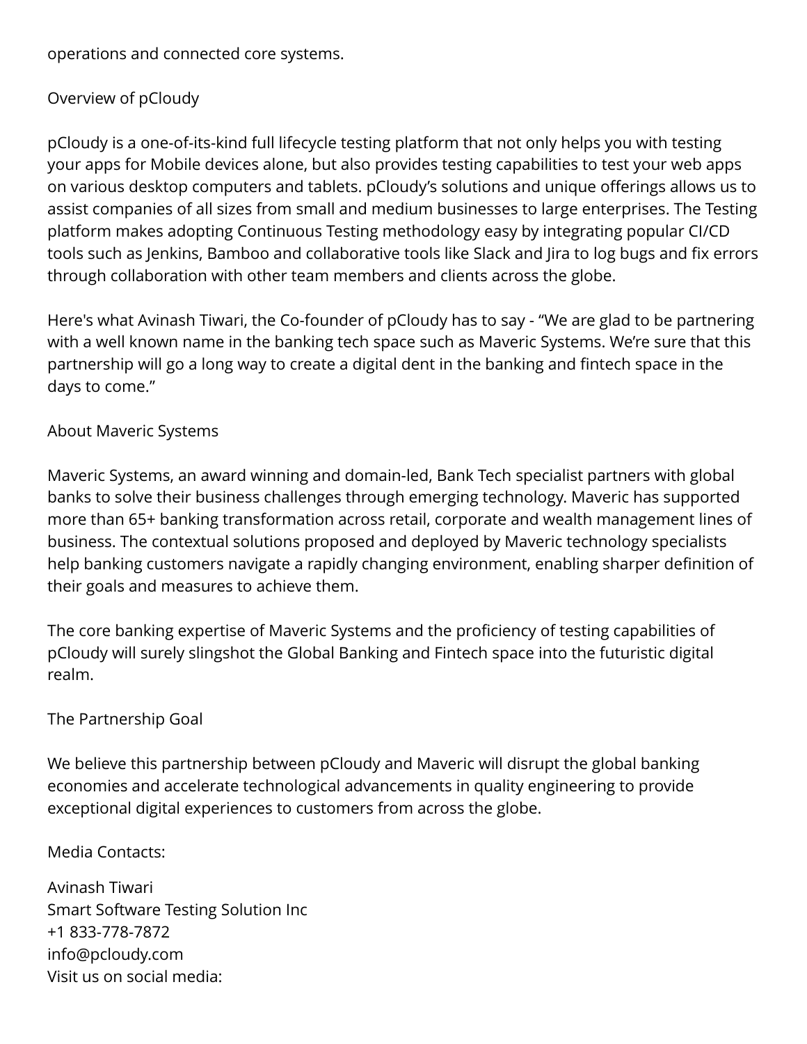operations and connected core systems.

## Overview of pCloudy

pCloudy is a one-of-its-kind full lifecycle testing platform that not only helps you with testing your apps for Mobile devices alone, but also provides testing capabilities to test your web apps on various desktop computers and tablets. pCloudy's solutions and unique offerings allows us to assist companies of all sizes from small and medium businesses to large enterprises. The Testing platform makes adopting Continuous Testing methodology easy by integrating popular CI/CD tools such as Jenkins, Bamboo and collaborative tools like Slack and Jira to log bugs and fix errors through collaboration with other team members and clients across the globe.

Here's what Avinash Tiwari, the Co-founder of pCloudy has to say - "We are glad to be partnering with a well known name in the banking tech space such as Maveric Systems. We're sure that this partnership will go a long way to create a digital dent in the banking and fintech space in the days to come."

## About Maveric Systems

Maveric Systems, an award winning and domain-led, Bank Tech specialist partners with global banks to solve their business challenges through emerging technology. Maveric has supported more than 65+ banking transformation across retail, corporate and wealth management lines of business. The contextual solutions proposed and deployed by Maveric technology specialists help banking customers navigate a rapidly changing environment, enabling sharper definition of their goals and measures to achieve them.

The core banking expertise of Maveric Systems and the proficiency of testing capabilities of pCloudy will surely slingshot the Global Banking and Fintech space into the futuristic digital realm.

## The Partnership Goal

We believe this partnership between pCloudy and Maveric will disrupt the global banking economies and accelerate technological advancements in quality engineering to provide exceptional digital experiences to customers from across the globe.

Media Contacts:

Avinash Tiwari
Smart Software Testing Solution Inc
+1 833-778-7872
info@pcloudy.com
Visit us on social media: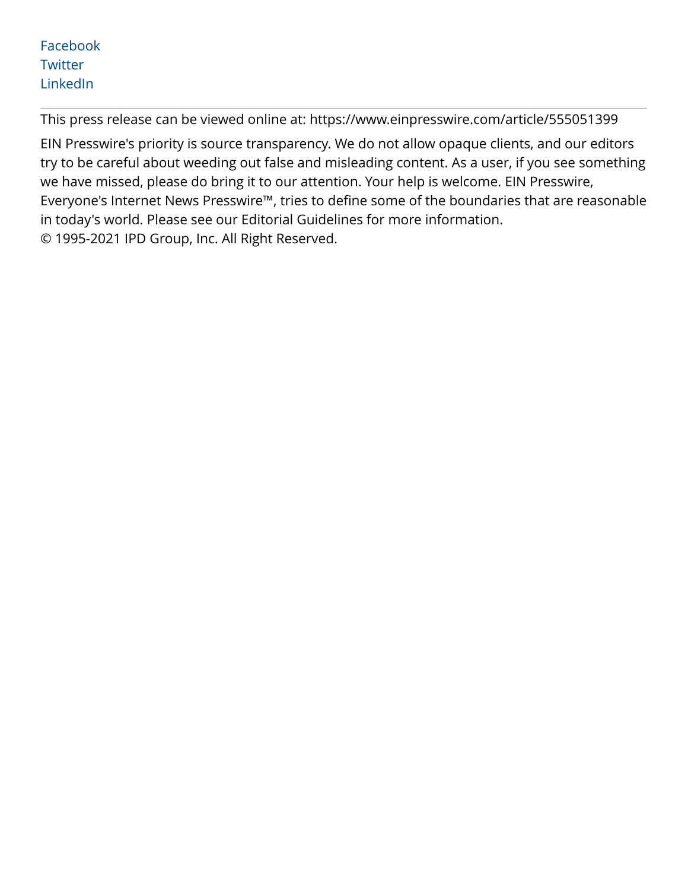Facebook
Twitter
LinkedIn

---

This press release can be viewed online at: https://www.einpresswire.com/article/555051399

EIN Presswire's priority is source transparency. We do not allow opaque clients, and our editors try to be careful about weeding out false and misleading content. As a user, if you see something we have missed, please do bring it to our attention. Your help is welcome. EIN Presswire, Everyone's Internet News Presswire™, tries to define some of the boundaries that are reasonable in today's world. Please see our Editorial Guidelines for more information.
© 1995-2021 IPD Group, Inc. All Right Reserved.